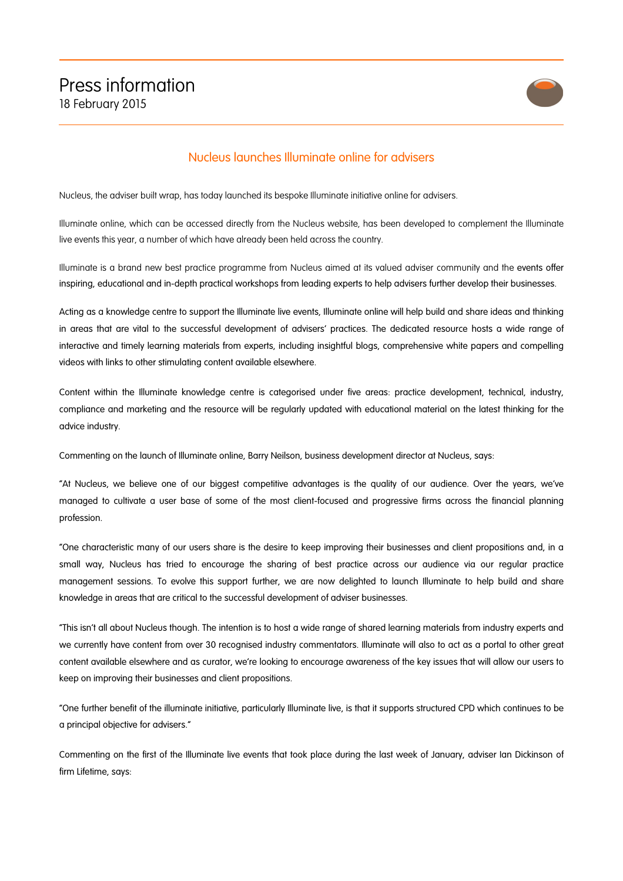# Press information

18 February 2015

## Nucleus launches Illuminate online for advisers

Nucleus, the adviser built wrap, has today launched its bespoke Illuminate initiative online for advisers.

Illuminate online, which can be accessed directly from the Nucleus website, has been developed to complement the Illuminate live events this year, a number of which have already been held across the country.

Illuminate is a brand new best practice programme from Nucleus aimed at its valued adviser community and the events offer inspiring, educational and in-depth practical workshops from leading experts to help advisers further develop their businesses.

Acting as a knowledge centre to support the Illuminate live events, Illuminate online will help build and share ideas and thinking in areas that are vital to the successful development of advisers' practices. The dedicated resource hosts a wide range of interactive and timely learning materials from experts, including insightful blogs, comprehensive white papers and compelling videos with links to other stimulating content available elsewhere.

Content within the Illuminate knowledge centre is categorised under five areas: practice development, technical, industry, compliance and marketing and the resource will be regularly updated with educational material on the latest thinking for the advice industry.

Commenting on the launch of Illuminate online, Barry Neilson, business development director at Nucleus, says:

"At Nucleus, we believe one of our biggest competitive advantages is the quality of our audience. Over the years, we've managed to cultivate a user base of some of the most client-focused and progressive firms across the financial planning profession.

"One characteristic many of our users share is the desire to keep improving their businesses and client propositions and, in a small way, Nucleus has tried to encourage the sharing of best practice across our audience via our regular practice management sessions. To evolve this support further, we are now delighted to launch Illuminate to help build and share knowledge in areas that are critical to the successful development of adviser businesses.

"This isn't all about Nucleus though. The intention is to host a wide range of shared learning materials from industry experts and we currently have content from over 30 recognised industry commentators. Illuminate will also to act as a portal to other great content available elsewhere and as curator, we're looking to encourage awareness of the key issues that will allow our users to keep on improving their businesses and client propositions.

"One further benefit of the illuminate initiative, particularly Illuminate live, is that it supports structured CPD which continues to be a principal objective for advisers."

Commenting on the first of the Illuminate live events that took place during the last week of January, adviser Ian Dickinson of firm Lifetime, says: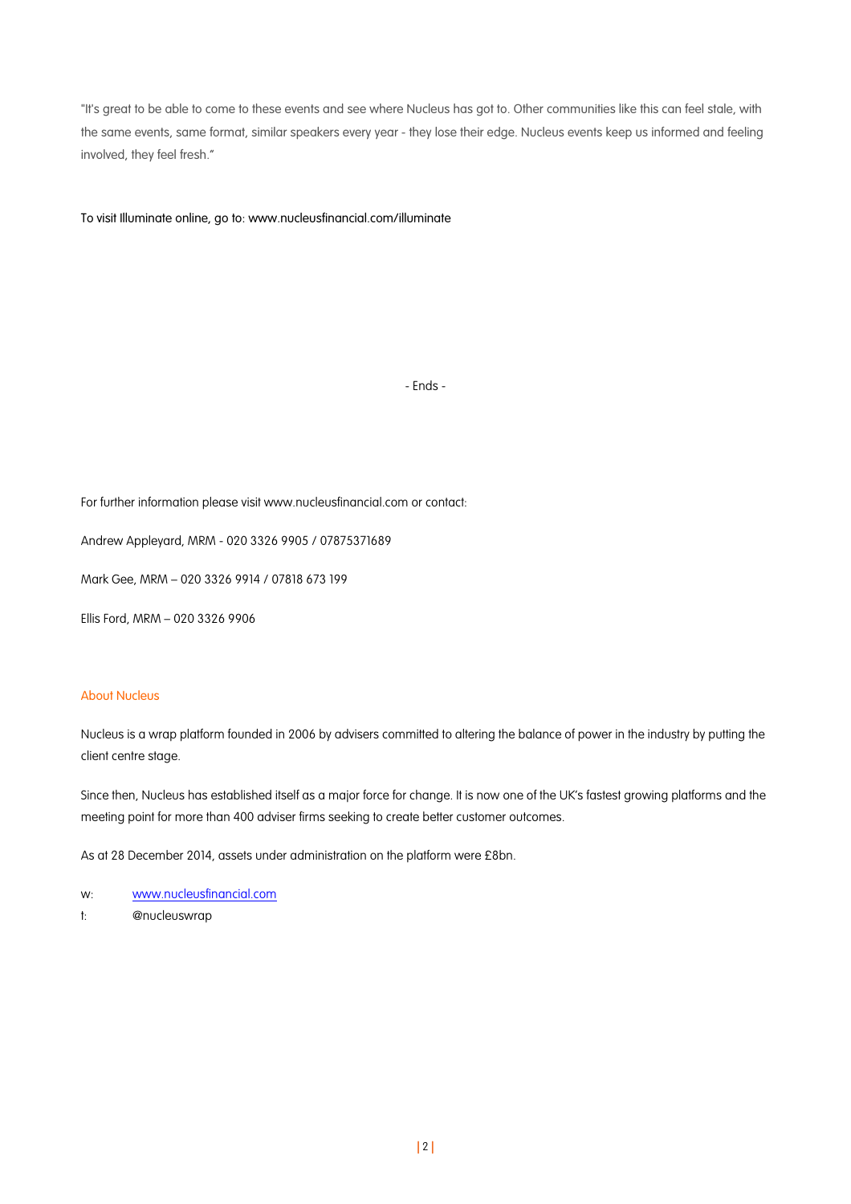"It's great to be able to come to these events and see where Nucleus has got to. Other communities like this can feel stale, with the same events, same format, similar speakers every year - they lose their edge. Nucleus events keep us informed and feeling involved, they feel fresh."

To visit Illuminate online, go to: www.nucleusfinancial.com/illuminate

- Ends -

For further information please visit www.nucleusfinancial.com or contact:

Andrew Appleyard, MRM - 020 3326 9905 / 07875371689

Mark Gee, MRM – 020 3326 9914 / 07818 673 199

Ellis Ford, MRM – 020 3326 9906

## About Nucleus

Nucleus is a wrap platform founded in 2006 by advisers committed to altering the balance of power in the industry by putting the client centre stage.

Since then, Nucleus has established itself as a major force for change. It is now one of the UK's fastest growing platforms and the meeting point for more than 400 adviser firms seeking to create better customer outcomes.

As at 28 December 2014, assets under administration on the platform were £8bn.

w: www.nucleusfinancial.com

t: @nucleuswrap